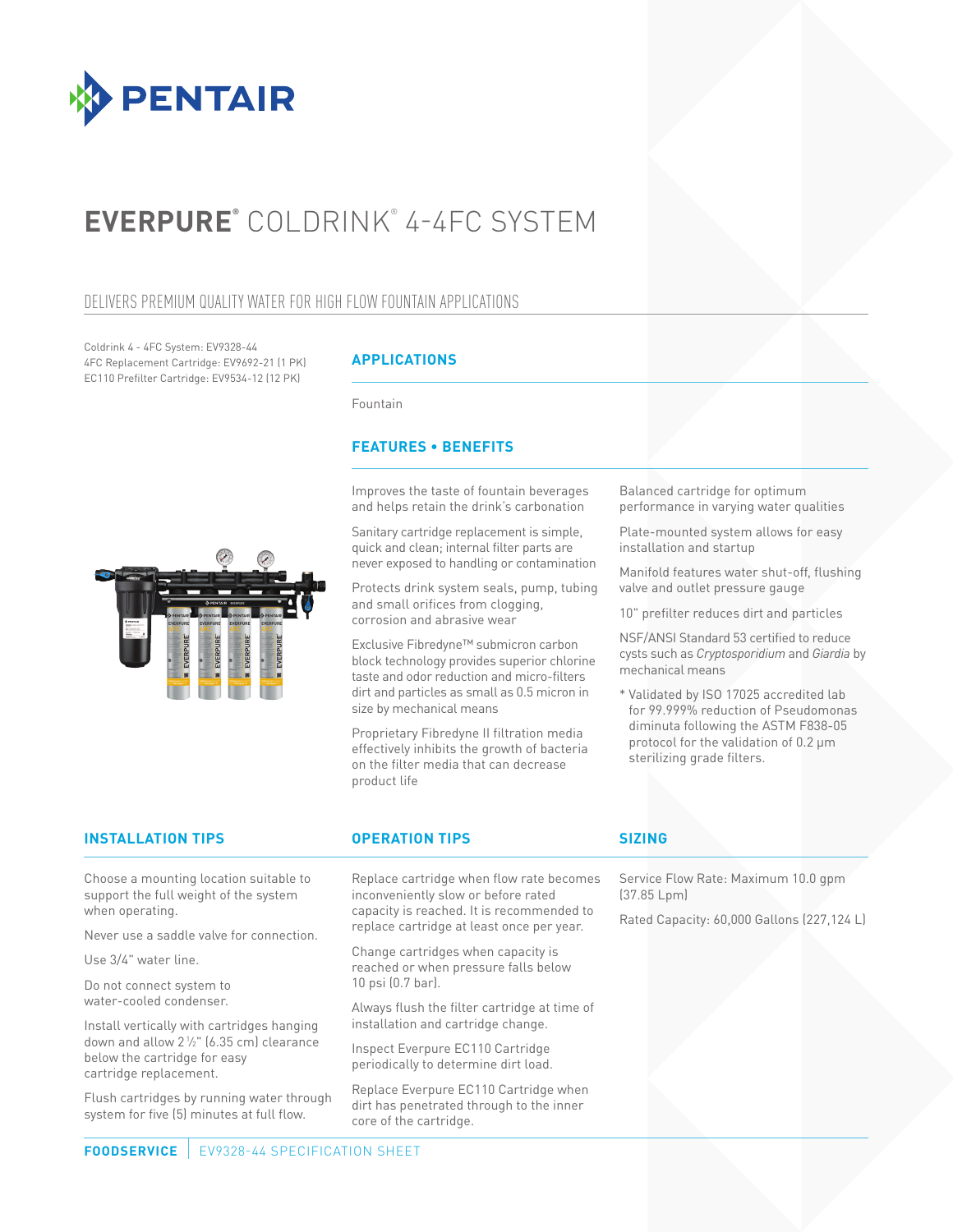# EVERPURE® COLDRINK® 4-4FC SYSTEM

## DELIVERS PREMIUM QUALITY WATER FOR HIGH FLOW FOUNTAIN APPLICATIONS

Coldrink 4 - 4FC System: EV9328-44
4FC Replacement Cartridge: EV9692-21 (1 PK)
EC110 Prefilter Cartridge: EV9534-12 (12 PK)

### APPLICATIONS

Fountain

### FEATURES • BENEFITS

Improves the taste of fountain beverages and helps retain the drink's carbonation

Sanitary cartridge replacement is simple, quick and clean; internal filter parts are never exposed to handling or contamination

Protects drink system seals, pump, tubing and small orifices from clogging, corrosion and abrasive wear

Exclusive Fibredyne™ submicron carbon block technology provides superior chlorine taste and odor reduction and micro-filters dirt and particles as small as 0.5 micron in size by mechanical means

Proprietary Fibredyne II filtration media effectively inhibits the growth of bacteria on the filter media that can decrease product life

Balanced cartridge for optimum performance in varying water qualities

Plate-mounted system allows for easy installation and startup

Manifold features water shut-off, flushing valve and outlet pressure gauge

10" prefilter reduces dirt and particles

NSF/ANSI Standard 53 certified to reduce cysts such as *Cryptosporidium* and *Giardia* by mechanical means

* Validated by ISO 17025 accredited lab for 99.999% reduction of Pseudomonas diminuta following the ASTM F838-05 protocol for the validation of 0.2 µm sterilizing grade filters.

### INSTALLATION TIPS

Choose a mounting location suitable to support the full weight of the system when operating.

Never use a saddle valve for connection.

Use 3/4" water line.

Do not connect system to water-cooled condenser.

Install vertically with cartridges hanging down and allow 2 ½" (6.35 cm) clearance below the cartridge for easy cartridge replacement.

Flush cartridges by running water through system for five (5) minutes at full flow.

### OPERATION TIPS

Replace cartridge when flow rate becomes inconveniently slow or before rated capacity is reached. It is recommended to replace cartridge at least once per year.

Change cartridges when capacity is reached or when pressure falls below 10 psi (0.7 bar).

Always flush the filter cartridge at time of installation and cartridge change.

Inspect Everpure EC110 Cartridge periodically to determine dirt load.

Replace Everpure EC110 Cartridge when dirt has penetrated through to the inner core of the cartridge.

### SIZING

Service Flow Rate: Maximum 10.0 gpm (37.85 Lpm)

Rated Capacity: 60,000 Gallons (227,124 L)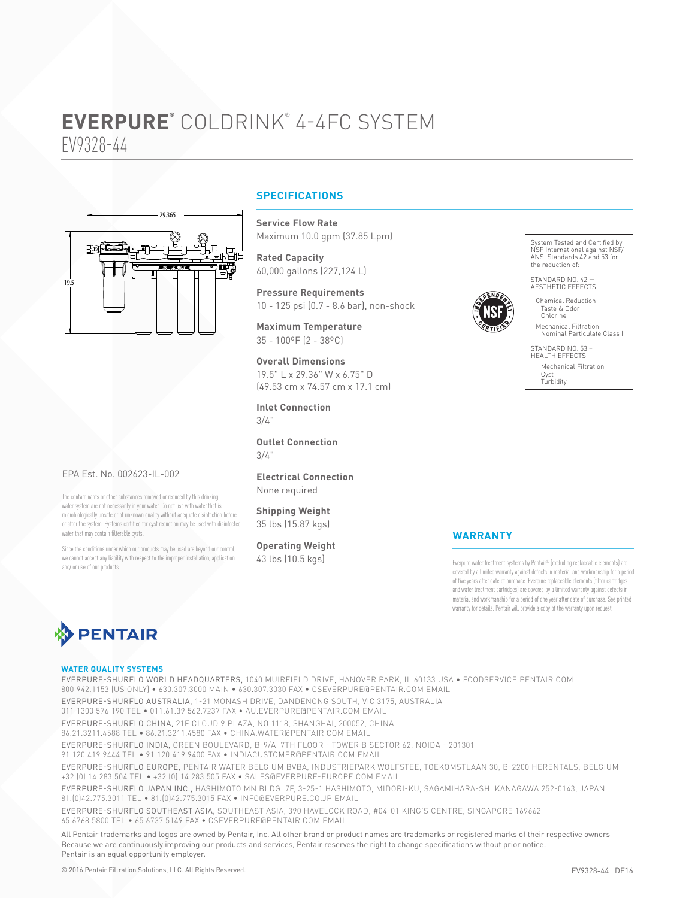# **EVERPURE**® COLDRINK® 4-4FC SYSTEM

EV9328-44

29.365

19.5

## SPECIFICATIONS

**Service Flow Rate**
Maximum 10.0 gpm (37.85 Lpm)

**Rated Capacity**
60,000 gallons (227,124 L)

**Pressure Requirements**
10 - 125 psi (0.7 - 8.6 bar), non-shock

**Maximum Temperature**
35 - 100ºF (2 - 38ºC)

**Overall Dimensions**
19.5" L x 29.36" W x 6.75" D
(49.53 cm x 74.57 cm x 17.1 cm)

**Inlet Connection**
3/4"

**Outlet Connection**
3/4"

**Electrical Connection**
None required

**Shipping Weight**
35 lbs (15.87 kgs)

**Operating Weight**
43 lbs (10.5 kgs)

INDEPENDENTLY CERTIFIED NSF

System Tested and Certified by NSF International against NSF/ANSI Standards 42 and 53 for the reduction of:

STANDARD NO. 42 – AESTHETIC EFFECTS
- Chemical Reduction
  - Taste & Odor
  - Chlorine
- Mechanical Filtration
  - Nominal Particulate Class I

STANDARD NO. 53 – HEALTH EFFECTS
- Mechanical Filtration
  - Cyst
  - Turbidity

EPA Est. No. 002623-IL-002

The contaminants or other substances removed or reduced by this drinking water system are not necessarily in your water. Do not use with water that is microbiologically unsafe or of unknown quality without adequate disinfection before or after the system. Systems certified for cyst reduction may be used with disinfected water that may contain filterable cysts.

Since the conditions under which our products may be used are beyond our control, we cannot accept any liability with respect to the improper installation, application and/ or use of our products.

## WARRANTY

Everpure water treatment systems by Pentair® (excluding replaceable elements) are covered by a limited warranty against defects in material and workmanship for a period of five years after date of purchase. Everpure replaceable elements (filter cartridges and water treatment cartridges) are covered by a limited warranty against defects in material and workmanship for a period of one year after date of purchase. See printed warranty for details. Pentair will provide a copy of the warranty upon request.

PENTAIR

**WATER QUALITY SYSTEMS**

EVERPURE-SHURFLO WORLD HEADQUARTERS, 1040 MUIRFIELD DRIVE, HANOVER PARK, IL 60133 USA • FOODSERVICE.PENTAIR.COM
800.942.1153 (US ONLY) • 630.307.3000 MAIN • 630.307.3030 FAX • CSEVERPURE@PENTAIR.COM EMAIL

EVERPURE-SHURFLO AUSTRALIA, 1-21 MONASH DRIVE, DANDENONG SOUTH, VIC 3175, AUSTRALIA
011.1300 576 190 TEL • 011.61.39.562.7237 FAX • AU.EVERPURE@PENTAIR.COM EMAIL

EVERPURE-SHURFLO CHINA, 21F CLOUD 9 PLAZA, NO 1118, SHANGHAI, 200052, CHINA
86.21.3211.4588 TEL • 86.21.3211.4580 FAX • CHINA.WATER@PENTAIR.COM EMAIL

EVERPURE-SHURFLO INDIA, GREEN BOULEVARD, B-9/A, 7TH FLOOR - TOWER B SECTOR 62, NOIDA - 201301
91.120.419.9444 TEL • 91.120.419.9400 FAX • INDIACUSTOMER@PENTAIR.COM EMAIL

EVERPURE-SHURFLO EUROPE, PENTAIR WATER BELGIUM BVBA, INDUSTRIEPARK WOLFSTEE, TOEKOMSTLAAN 30, B-2200 HERENTALS, BELGIUM
+32.(0).14.283.504 TEL • +32.(0).14.283.505 FAX • SALES@EVERPURE-EUROPE.COM EMAIL

EVERPURE-SHURFLO JAPAN INC., HASHIMOTO MN BLDG. 7F, 3-25-1 HASHIMOTO, MIDORI-KU, SAGAMIHARA-SHI KANAGAWA 252-0143, JAPAN
81.(0)42.775.3011 TEL • 81.(0)42.775.3015 FAX • INFO@EVERPURE.CO.JP EMAIL

EVERPURE-SHURFLO SOUTHEAST ASIA, SOUTHEAST ASIA, 390 HAVELOCK ROAD, #04-01 KING'S CENTRE, SINGAPORE 169662
65.6768.5800 TEL • 65.6737.5149 FAX • CSEVERPURE@PENTAIR.COM EMAIL

All Pentair trademarks and logos are owned by Pentair, Inc. All other brand or product names are trademarks or registered marks of their respective owners
Because we are continuously improving our products and services, Pentair reserves the right to change specifications without prior notice.
Pentair is an equal opportunity employer.

© 2016 Pentair Filtration Solutions, LLC. All Rights Reserved.

EV9328-44 DE16